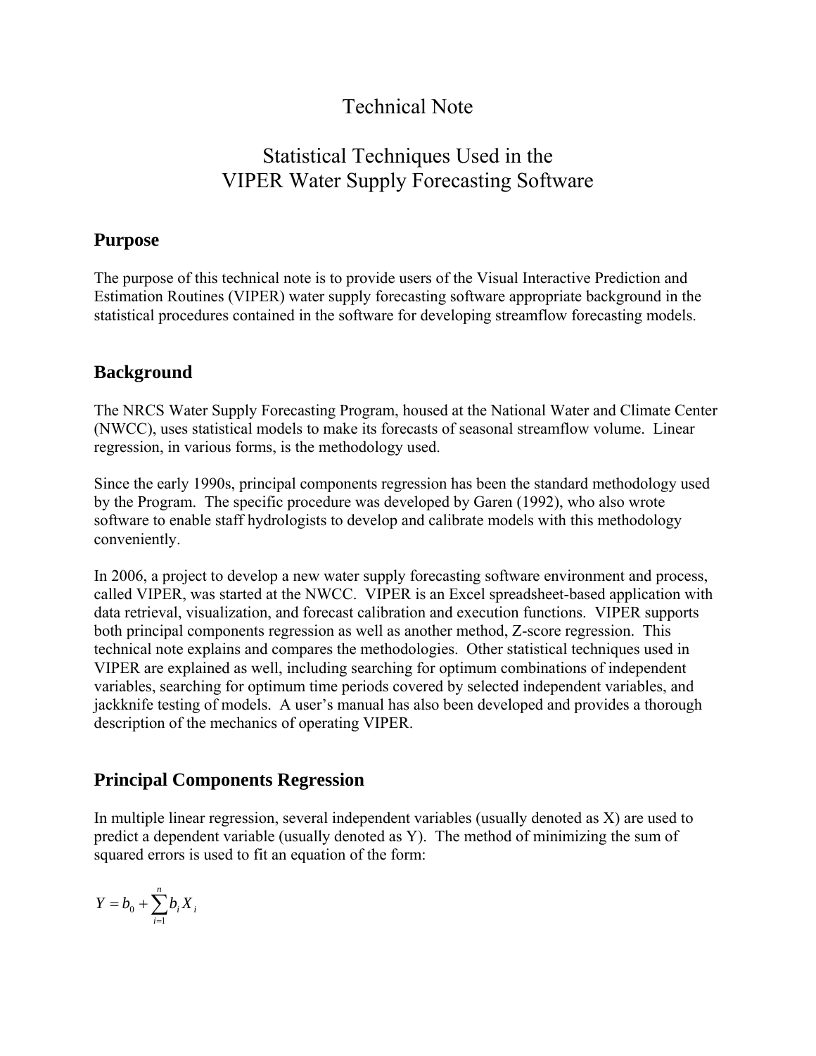# Technical Note

# Statistical Techniques Used in the VIPER Water Supply Forecasting Software

## Purpose

The purpose of this technical note is to provide users of the Visual Interactive Prediction and Estimation Routines (VIPER) water supply forecasting software appropriate background in the statistical procedures contained in the software for developing streamflow forecasting models.

## Background

The NRCS Water Supply Forecasting Program, housed at the National Water and Climate Center (NWCC), uses statistical models to make its forecasts of seasonal streamflow volume. Linear regression, in various forms, is the methodology used.

Since the early 1990s, principal components regression has been the standard methodology used by the Program. The specific procedure was developed by Garen (1992), who also wrote software to enable staff hydrologists to develop and calibrate models with this methodology conveniently.

In 2006, a project to develop a new water supply forecasting software environment and process, called VIPER, was started at the NWCC. VIPER is an Excel spreadsheet-based application with data retrieval, visualization, and forecast calibration and execution functions. VIPER supports both principal components regression as well as another method, Z-score regression. This technical note explains and compares the methodologies. Other statistical techniques used in VIPER are explained as well, including searching for optimum combinations of independent variables, searching for optimum time periods covered by selected independent variables, and jackknife testing of models. A user's manual has also been developed and provides a thorough description of the mechanics of operating VIPER.

## Principal Components Regression

In multiple linear regression, several independent variables (usually denoted as X) are used to predict a dependent variable (usually denoted as Y). The method of minimizing the sum of squared errors is used to fit an equation of the form:

$$Y = b_0 + \sum_{i=1}^{n} b_i X_i$$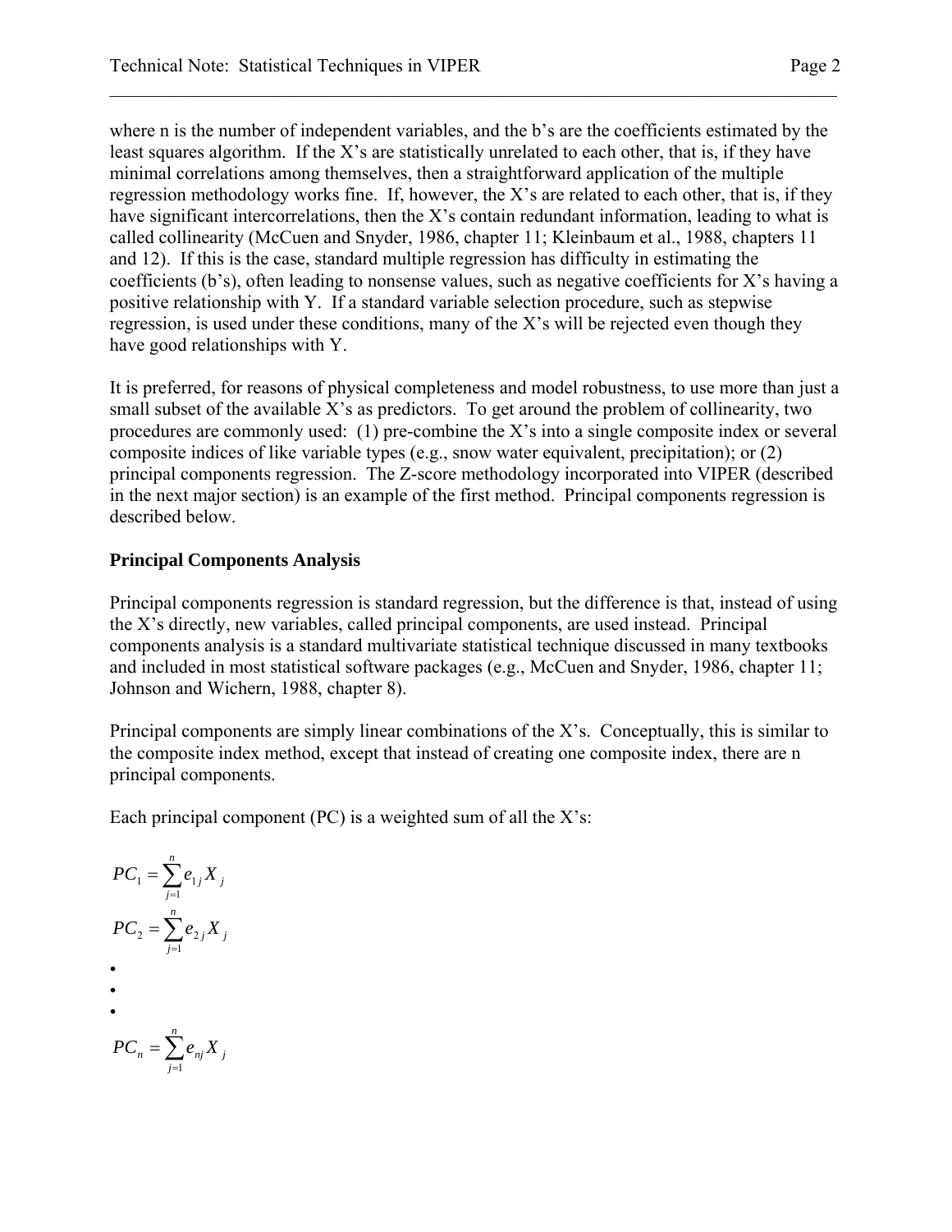where n is the number of independent variables, and the b's are the coefficients estimated by the least squares algorithm. If the X's are statistically unrelated to each other, that is, if they have minimal correlations among themselves, then a straightforward application of the multiple regression methodology works fine. If, however, the X's are related to each other, that is, if they have significant intercorrelations, then the X's contain redundant information, leading to what is called collinearity (McCuen and Snyder, 1986, chapter 11; Kleinbaum et al., 1988, chapters 11 and 12). If this is the case, standard multiple regression has difficulty in estimating the coefficients (b's), often leading to nonsense values, such as negative coefficients for X's having a positive relationship with Y. If a standard variable selection procedure, such as stepwise regression, is used under these conditions, many of the X's will be rejected even though they have good relationships with Y.

It is preferred, for reasons of physical completeness and model robustness, to use more than just a small subset of the available X's as predictors. To get around the problem of collinearity, two procedures are commonly used: (1) pre-combine the X's into a single composite index or several composite indices of like variable types (e.g., snow water equivalent, precipitation); or (2) principal components regression. The Z-score methodology incorporated into VIPER (described in the next major section) is an example of the first method. Principal components regression is described below.

## Principal Components Analysis

Principal components regression is standard regression, but the difference is that, instead of using the X's directly, new variables, called principal components, are used instead. Principal components analysis is a standard multivariate statistical technique discussed in many textbooks and included in most statistical software packages (e.g., McCuen and Snyder, 1986, chapter 11; Johnson and Wichern, 1988, chapter 8).

Principal components are simply linear combinations of the X's. Conceptually, this is similar to the composite index method, except that instead of creating one composite index, there are n principal components.

Each principal component (PC) is a weighted sum of all the X's:

$$PC_1 = \sum_{j=1}^{n} e_{1j} X_j$$

$$PC_2 = \sum_{j=1}^{n} e_{2j} X_j$$

•

•

•

$$PC_n = \sum_{j=1}^{n} e_{nj} X_j$$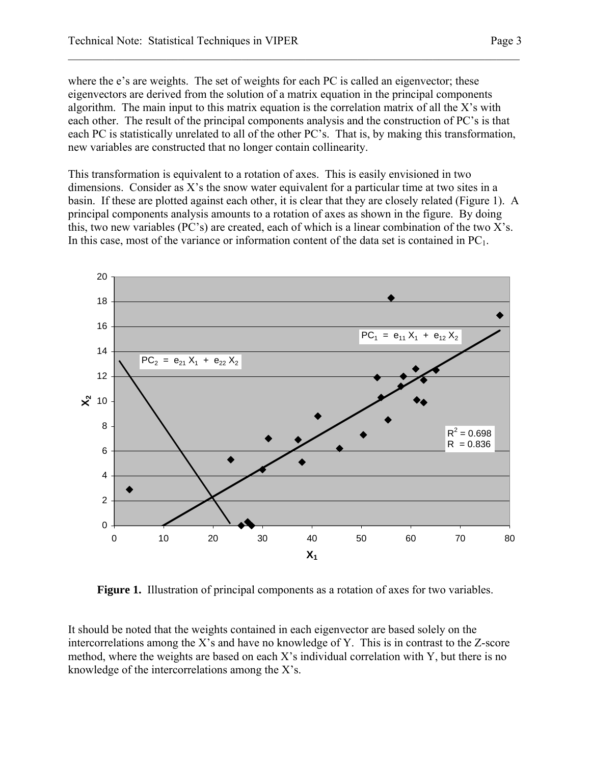where the e's are weights. The set of weights for each PC is called an eigenvector; these eigenvectors are derived from the solution of a matrix equation in the principal components algorithm. The main input to this matrix equation is the correlation matrix of all the X's with each other. The result of the principal components analysis and the construction of PC's is that each PC is statistically unrelated to all of the other PC's. That is, by making this transformation, new variables are constructed that no longer contain collinearity.

This transformation is equivalent to a rotation of axes. This is easily envisioned in two dimensions. Consider as X's the snow water equivalent for a particular time at two sites in a basin. If these are plotted against each other, it is clear that they are closely related (Figure 1). A principal components analysis amounts to a rotation of axes as shown in the figure. By doing this, two new variables (PC's) are created, each of which is a linear combination of the two X's. In this case, most of the variance or information content of the data set is contained in $PC_1$.

**Figure 1.** Illustration of principal components as a rotation of axes for two variables.

It should be noted that the weights contained in each eigenvector are based solely on the intercorrelations among the X's and have no knowledge of Y. This is in contrast to the Z-score method, where the weights are based on each X's individual correlation with Y, but there is no knowledge of the intercorrelations among the X's.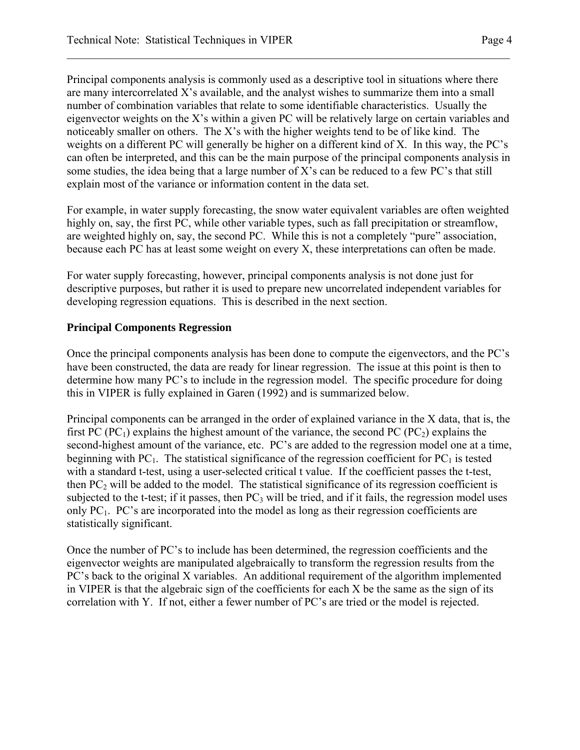Principal components analysis is commonly used as a descriptive tool in situations where there are many intercorrelated X's available, and the analyst wishes to summarize them into a small number of combination variables that relate to some identifiable characteristics. Usually the eigenvector weights on the X's within a given PC will be relatively large on certain variables and noticeably smaller on others. The X's with the higher weights tend to be of like kind. The weights on a different PC will generally be higher on a different kind of X. In this way, the PC's can often be interpreted, and this can be the main purpose of the principal components analysis in some studies, the idea being that a large number of X's can be reduced to a few PC's that still explain most of the variance or information content in the data set.

For example, in water supply forecasting, the snow water equivalent variables are often weighted highly on, say, the first PC, while other variable types, such as fall precipitation or streamflow, are weighted highly on, say, the second PC. While this is not a completely "pure" association, because each PC has at least some weight on every X, these interpretations can often be made.

For water supply forecasting, however, principal components analysis is not done just for descriptive purposes, but rather it is used to prepare new uncorrelated independent variables for developing regression equations. This is described in the next section.

## Principal Components Regression

Once the principal components analysis has been done to compute the eigenvectors, and the PC's have been constructed, the data are ready for linear regression. The issue at this point is then to determine how many PC's to include in the regression model. The specific procedure for doing this in VIPER is fully explained in Garen (1992) and is summarized below.

Principal components can be arranged in the order of explained variance in the X data, that is, the first PC ($PC_1$) explains the highest amount of the variance, the second PC ($PC_2$) explains the second-highest amount of the variance, etc. PC's are added to the regression model one at a time, beginning with $PC_1$. The statistical significance of the regression coefficient for $PC_1$ is tested with a standard t-test, using a user-selected critical t value. If the coefficient passes the t-test, then $PC_2$ will be added to the model. The statistical significance of its regression coefficient is subjected to the t-test; if it passes, then $PC_3$ will be tried, and if it fails, the regression model uses only $PC_1$. PC's are incorporated into the model as long as their regression coefficients are statistically significant.

Once the number of PC's to include has been determined, the regression coefficients and the eigenvector weights are manipulated algebraically to transform the regression results from the PC's back to the original X variables. An additional requirement of the algorithm implemented in VIPER is that the algebraic sign of the coefficients for each X be the same as the sign of its correlation with Y. If not, either a fewer number of PC's are tried or the model is rejected.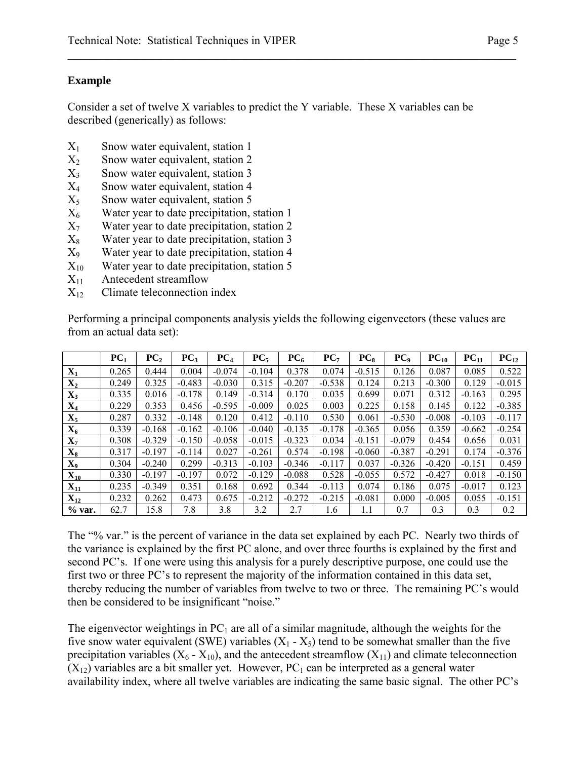### Example

Consider a set of twelve X variables to predict the Y variable. These X variables can be described (generically) as follows:

- $X_1$ Snow water equivalent, station 1
- $X_2$ Snow water equivalent, station 2
- $X_3$ Snow water equivalent, station 3
- $X_4$ Snow water equivalent, station 4
- $X_5$ Snow water equivalent, station 5
- $X_6$ Water year to date precipitation, station 1
- $X_7$ Water year to date precipitation, station 2
- $X_8$ Water year to date precipitation, station 3
- $X_9$ Water year to date precipitation, station 4
- $X_{10}$ Water year to date precipitation, station 5
- $X_{11}$ Antecedent streamflow
- $X_{12}$ Climate teleconnection index

Performing a principal components analysis yields the following eigenvectors (these values are from an actual data set):

| | $PC_1$ | $PC_2$ | $PC_3$ | $PC_4$ | $PC_5$ | $PC_6$ | $PC_7$ | $PC_8$ | $PC_9$ | $PC_{10}$ | $PC_{11}$ | $PC_{12}$ |
|---|---|---|---|---|---|---|---|---|---|---|---|---|
| $X_1$ | 0.265 | 0.444 | 0.004 | -0.074 | -0.104 | 0.378 | 0.074 | -0.515 | 0.126 | 0.087 | 0.085 | 0.522 |
| $X_2$ | 0.249 | 0.325 | -0.483 | -0.030 | 0.315 | -0.207 | -0.538 | 0.124 | 0.213 | -0.300 | 0.129 | -0.015 |
| $X_3$ | 0.335 | 0.016 | -0.178 | 0.149 | -0.314 | 0.170 | 0.035 | 0.699 | 0.071 | 0.312 | -0.163 | 0.295 |
| $X_4$ | 0.229 | 0.353 | 0.456 | -0.595 | -0.009 | 0.025 | 0.003 | 0.225 | 0.158 | 0.145 | 0.122 | -0.385 |
| $X_5$ | 0.287 | 0.332 | -0.148 | 0.120 | 0.412 | -0.110 | 0.530 | 0.061 | -0.530 | -0.008 | -0.103 | -0.117 |
| $X_6$ | 0.339 | -0.168 | -0.162 | -0.106 | -0.040 | -0.135 | -0.178 | -0.365 | 0.056 | 0.359 | -0.662 | -0.254 |
| $X_7$ | 0.308 | -0.329 | -0.150 | -0.058 | -0.015 | -0.323 | 0.034 | -0.151 | -0.079 | 0.454 | 0.656 | 0.031 |
| $X_8$ | 0.317 | -0.197 | -0.114 | 0.027 | -0.261 | 0.574 | -0.198 | -0.060 | -0.387 | -0.291 | 0.174 | -0.376 |
| $X_9$ | 0.304 | -0.240 | 0.299 | -0.313 | -0.103 | -0.346 | -0.117 | 0.037 | -0.326 | -0.420 | -0.151 | 0.459 |
| $X_{10}$ | 0.330 | -0.197 | -0.197 | 0.072 | -0.129 | -0.088 | 0.528 | -0.055 | 0.572 | -0.427 | 0.018 | -0.150 |
| $X_{11}$ | 0.235 | -0.349 | 0.351 | 0.168 | 0.692 | 0.344 | -0.113 | 0.074 | 0.186 | 0.075 | -0.017 | 0.123 |
| $X_{12}$ | 0.232 | 0.262 | 0.473 | 0.675 | -0.212 | -0.272 | -0.215 | -0.081 | 0.000 | -0.005 | 0.055 | -0.151 |
| **% var.** | 62.7 | 15.8 | 7.8 | 3.8 | 3.2 | 2.7 | 1.6 | 1.1 | 0.7 | 0.3 | 0.3 | 0.2 |

The "% var." is the percent of variance in the data set explained by each PC. Nearly two thirds of the variance is explained by the first PC alone, and over three fourths is explained by the first and second PC's. If one were using this analysis for a purely descriptive purpose, one could use the first two or three PC's to represent the majority of the information contained in this data set, thereby reducing the number of variables from twelve to two or three. The remaining PC's would then be considered to be insignificant "noise."

The eigenvector weightings in $PC_1$ are all of a similar magnitude, although the weights for the five snow water equivalent (SWE) variables ($X_1$ - $X_5$) tend to be somewhat smaller than the five precipitation variables ($X_6$ - $X_{10}$), and the antecedent streamflow ($X_{11}$) and climate teleconnection ($X_{12}$) variables are a bit smaller yet. However, $PC_1$ can be interpreted as a general water availability index, where all twelve variables are indicating the same basic signal. The other PC's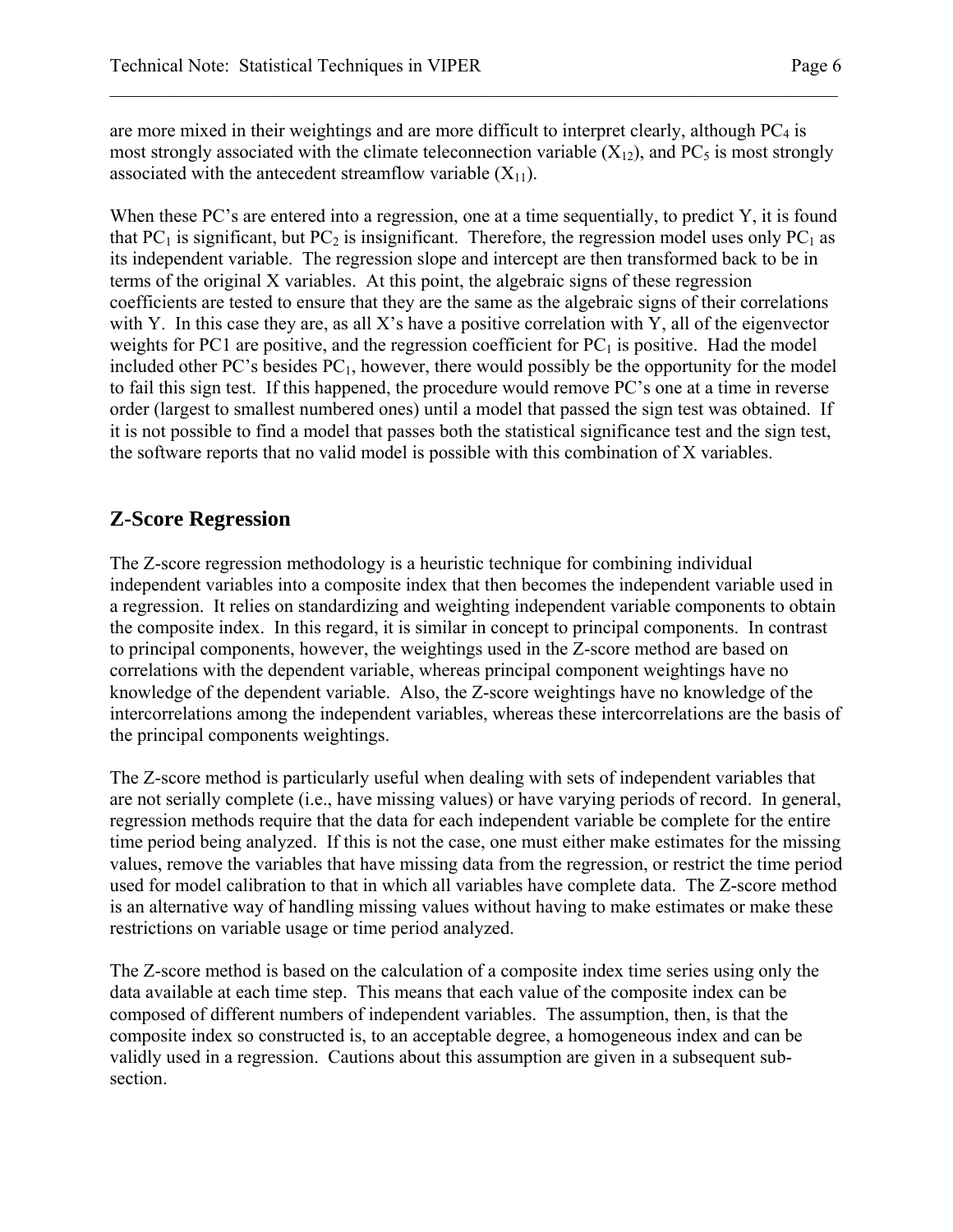are more mixed in their weightings and are more difficult to interpret clearly, although $PC_4$ is most strongly associated with the climate teleconnection variable ($X_{12}$), and $PC_5$ is most strongly associated with the antecedent streamflow variable ($X_{11}$).

When these PC's are entered into a regression, one at a time sequentially, to predict Y, it is found that $PC_1$ is significant, but $PC_2$ is insignificant. Therefore, the regression model uses only $PC_1$ as its independent variable. The regression slope and intercept are then transformed back to be in terms of the original X variables. At this point, the algebraic signs of these regression coefficients are tested to ensure that they are the same as the algebraic signs of their correlations with Y. In this case they are, as all X's have a positive correlation with Y, all of the eigenvector weights for PC1 are positive, and the regression coefficient for $PC_1$ is positive. Had the model included other PC's besides $PC_1$, however, there would possibly be the opportunity for the model to fail this sign test. If this happened, the procedure would remove PC's one at a time in reverse order (largest to smallest numbered ones) until a model that passed the sign test was obtained. If it is not possible to find a model that passes both the statistical significance test and the sign test, the software reports that no valid model is possible with this combination of X variables.

## Z-Score Regression

The Z-score regression methodology is a heuristic technique for combining individual independent variables into a composite index that then becomes the independent variable used in a regression. It relies on standardizing and weighting independent variable components to obtain the composite index. In this regard, it is similar in concept to principal components. In contrast to principal components, however, the weightings used in the Z-score method are based on correlations with the dependent variable, whereas principal component weightings have no knowledge of the dependent variable. Also, the Z-score weightings have no knowledge of the intercorrelations among the independent variables, whereas these intercorrelations are the basis of the principal components weightings.

The Z-score method is particularly useful when dealing with sets of independent variables that are not serially complete (i.e., have missing values) or have varying periods of record. In general, regression methods require that the data for each independent variable be complete for the entire time period being analyzed. If this is not the case, one must either make estimates for the missing values, remove the variables that have missing data from the regression, or restrict the time period used for model calibration to that in which all variables have complete data. The Z-score method is an alternative way of handling missing values without having to make estimates or make these restrictions on variable usage or time period analyzed.

The Z-score method is based on the calculation of a composite index time series using only the data available at each time step. This means that each value of the composite index can be composed of different numbers of independent variables. The assumption, then, is that the composite index so constructed is, to an acceptable degree, a homogeneous index and can be validly used in a regression. Cautions about this assumption are given in a subsequent sub-section.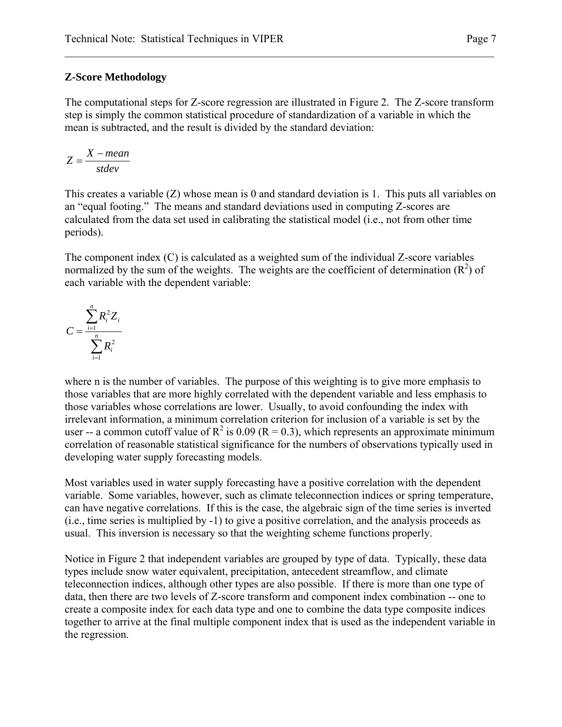## Z-Score Methodology

The computational steps for Z-score regression are illustrated in Figure 2. The Z-score transform step is simply the common statistical procedure of standardization of a variable in which the mean is subtracted, and the result is divided by the standard deviation:

$$Z = \frac{X - mean}{stdev}$$

This creates a variable (Z) whose mean is 0 and standard deviation is 1. This puts all variables on an "equal footing." The means and standard deviations used in computing Z-scores are calculated from the data set used in calibrating the statistical model (i.e., not from other time periods).

The component index (C) is calculated as a weighted sum of the individual Z-score variables normalized by the sum of the weights. The weights are the coefficient of determination ($R^2$) of each variable with the dependent variable:

$$C = \frac{\sum_{i=1}^{n} R_i^2 Z_i}{\sum_{i=1}^{n} R_i^2}$$

where n is the number of variables. The purpose of this weighting is to give more emphasis to those variables that are more highly correlated with the dependent variable and less emphasis to those variables whose correlations are lower. Usually, to avoid confounding the index with irrelevant information, a minimum correlation criterion for inclusion of a variable is set by the user -- a common cutoff value of $R^2$ is 0.09 ($R = 0.3$), which represents an approximate minimum correlation of reasonable statistical significance for the numbers of observations typically used in developing water supply forecasting models.

Most variables used in water supply forecasting have a positive correlation with the dependent variable. Some variables, however, such as climate teleconnection indices or spring temperature, can have negative correlations. If this is the case, the algebraic sign of the time series is inverted (i.e., time series is multiplied by -1) to give a positive correlation, and the analysis proceeds as usual. This inversion is necessary so that the weighting scheme functions properly.

Notice in Figure 2 that independent variables are grouped by type of data. Typically, these data types include snow water equivalent, precipitation, antecedent streamflow, and climate teleconnection indices, although other types are also possible. If there is more than one type of data, then there are two levels of Z-score transform and component index combination -- one to create a composite index for each data type and one to combine the data type composite indices together to arrive at the final multiple component index that is used as the independent variable in the regression.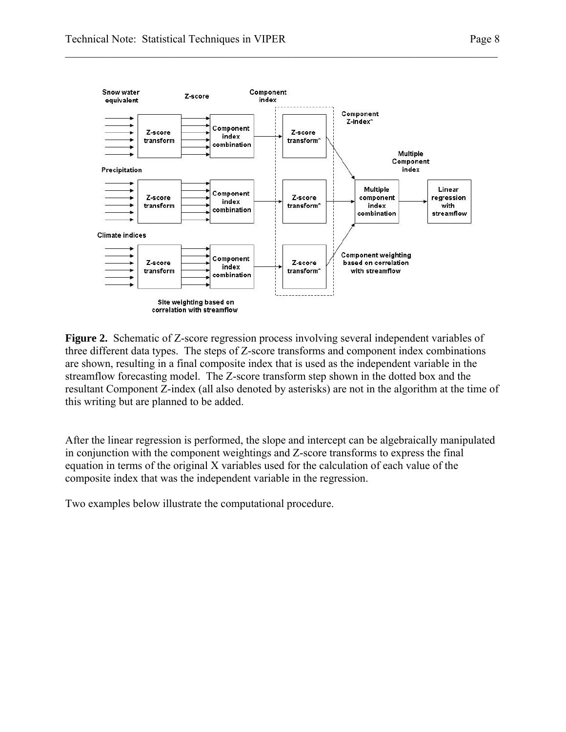**Figure 2.** Schematic of Z-score regression process involving several independent variables of three different data types. The steps of Z-score transforms and component index combinations are shown, resulting in a final composite index that is used as the independent variable in the streamflow forecasting model. The Z-score transform step shown in the dotted box and the resultant Component Z-index (all also denoted by asterisks) are not in the algorithm at the time of this writing but are planned to be added.

After the linear regression is performed, the slope and intercept can be algebraically manipulated in conjunction with the component weightings and Z-score transforms to express the final equation in terms of the original X variables used for the calculation of each value of the composite index that was the independent variable in the regression.

Two examples below illustrate the computational procedure.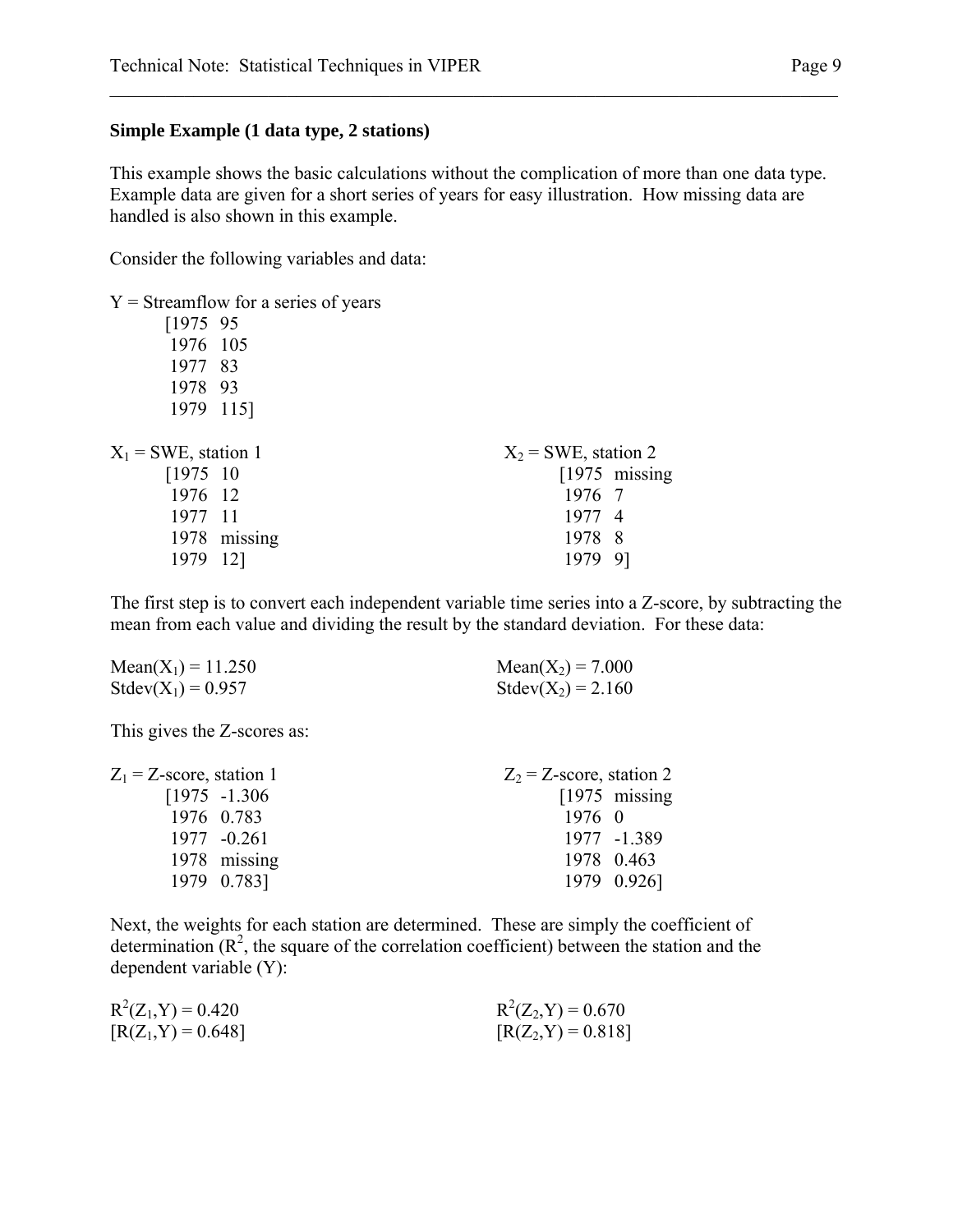**Simple Example (1 data type, 2 stations)**

This example shows the basic calculations without the complication of more than one data type. Example data are given for a short series of years for easy illustration. How missing data are handled is also shown in this example.

Consider the following variables and data:

Y = Streamflow for a series of years

[1975 95
1976 105
1977 83
1978 93
1979 115]

$X_1$ = SWE, station 1

[1975 10
1976 12
1977 11
1978 missing
1979 12]

$X_2$ = SWE, station 2

[1975 missing
1976 7
1977 4
1978 8
1979 9]

The first step is to convert each independent variable time series into a Z-score, by subtracting the mean from each value and dividing the result by the standard deviation. For these data:

$\text{Mean}(X_1) = 11.250$
$\text{Stdev}(X_1) = 0.957$

$\text{Mean}(X_2) = 7.000$
$\text{Stdev}(X_2) = 2.160$

This gives the Z-scores as:

$Z_1$ = Z-score, station 1

[1975 -1.306
1976 0.783
1977 -0.261
1978 missing
1979 0.783]

$Z_2$ = Z-score, station 2

[1975 missing
1976 0
1977 -1.389
1978 0.463
1979 0.926]

Next, the weights for each station are determined. These are simply the coefficient of determination ($R^2$, the square of the correlation coefficient) between the station and the dependent variable (Y):

$R^2(Z_1,Y) = 0.420$
$[R(Z_1,Y) = 0.648]$

$R^2(Z_2,Y) = 0.670$
$[R(Z_2,Y) = 0.818]$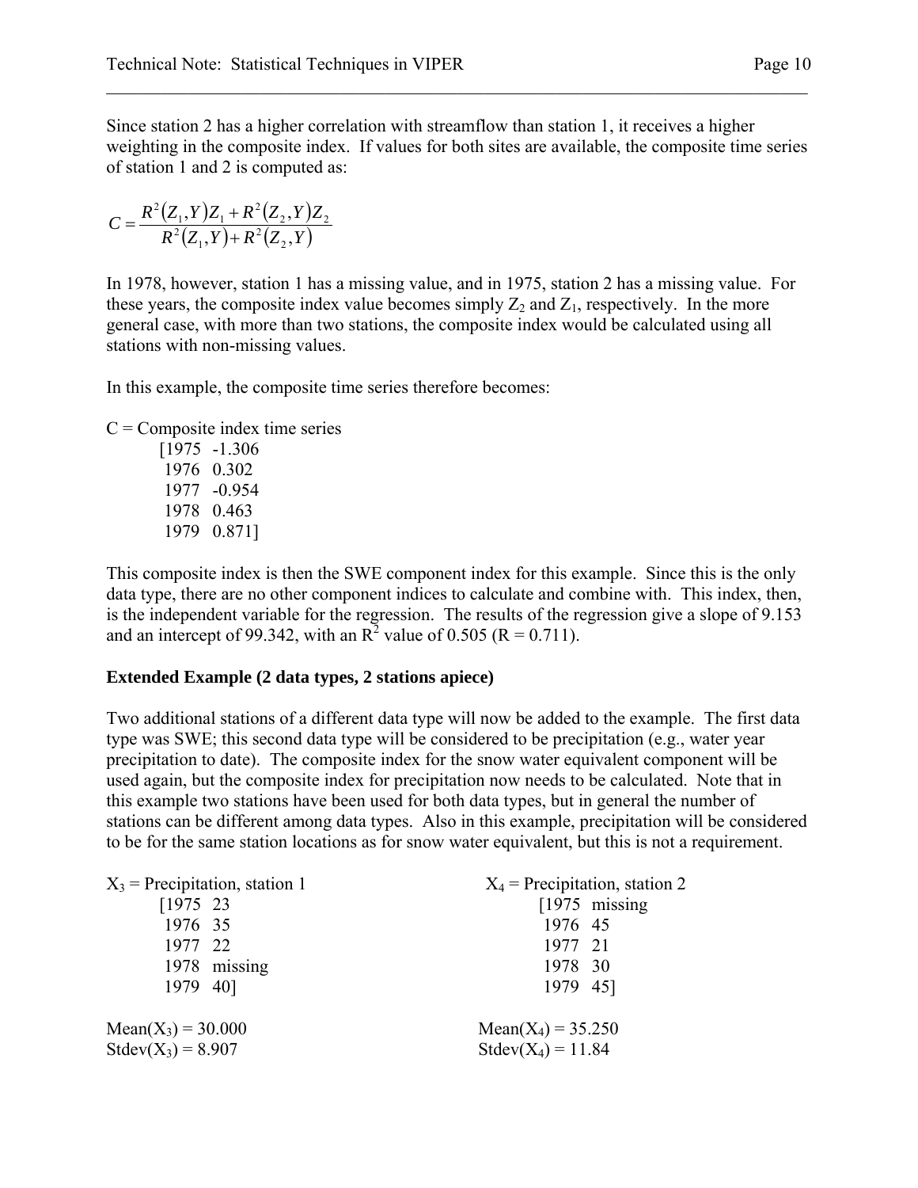Since station 2 has a higher correlation with streamflow than station 1, it receives a higher weighting in the composite index. If values for both sites are available, the composite time series of station 1 and 2 is computed as:

$$C = \frac{R^2(Z_1, Y)Z_1 + R^2(Z_2, Y)Z_2}{R^2(Z_1, Y) + R^2(Z_2, Y)}$$

In 1978, however, station 1 has a missing value, and in 1975, station 2 has a missing value. For these years, the composite index value becomes simply $Z_2$ and $Z_1$, respectively. In the more general case, with more than two stations, the composite index would be calculated using all stations with non-missing values.

In this example, the composite time series therefore becomes:

C = Composite index time series

```
[1975  -1.306
 1976  0.302
 1977  -0.954
 1978  0.463
 1979  0.871]
```

This composite index is then the SWE component index for this example. Since this is the only data type, there are no other component indices to calculate and combine with. This index, then, is the independent variable for the regression. The results of the regression give a slope of 9.153 and an intercept of 99.342, with an $R^2$ value of 0.505 (R = 0.711).

**Extended Example (2 data types, 2 stations apiece)**

Two additional stations of a different data type will now be added to the example. The first data type was SWE; this second data type will be considered to be precipitation (e.g., water year precipitation to date). The composite index for the snow water equivalent component will be used again, but the composite index for precipitation now needs to be calculated. Note that in this example two stations have been used for both data types, but in general the number of stations can be different among data types. Also in this example, precipitation will be considered to be for the same station locations as for snow water equivalent, but this is not a requirement.

$X_3$ = Precipitation, station 1

```
[1975  23
 1976  35
 1977  22
 1978  missing
 1979  40]
```

Mean($X_3$) = 30.000

Stdev($X_3$) = 8.907

$X_4$ = Precipitation, station 2

```
[1975  missing
 1976  45
 1977  21
 1978  30
 1979  45]
```

Mean($X_4$) = 35.250

Stdev($X_4$) = 11.84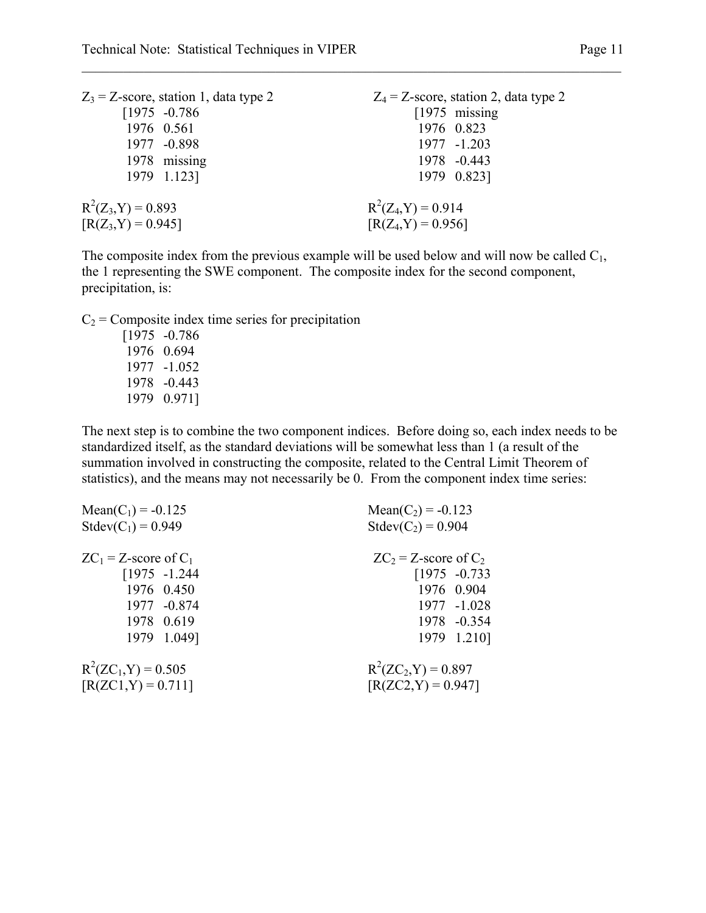$Z_3$ = Z-score, station 1, data type 2
[1975 -0.786
1976 0.561
1977 -0.898
1978 missing
1979 1.123]

$Z_4$ = Z-score, station 2, data type 2
[1975 missing
1976 0.823
1977 -1.203
1978 -0.443
1979 0.823]

$R^2(Z_3,Y) = 0.893$
$[R(Z_3,Y) = 0.945]$

$R^2(Z_4,Y) = 0.914$
$[R(Z_4,Y) = 0.956]$

The composite index from the previous example will be used below and will now be called $C_1$, the 1 representing the SWE component. The composite index for the second component, precipitation, is:

$C_2$ = Composite index time series for precipitation
[1975 -0.786
1976 0.694
1977 -1.052
1978 -0.443
1979 0.971]

The next step is to combine the two component indices. Before doing so, each index needs to be standardized itself, as the standard deviations will be somewhat less than 1 (a result of the summation involved in constructing the composite, related to the Central Limit Theorem of statistics), and the means may not necessarily be 0. From the component index time series:

$\text{Mean}(C_1) = -0.125$
$\text{Stdev}(C_1) = 0.949$

$\text{Mean}(C_2) = -0.123$
$\text{Stdev}(C_2) = 0.904$

$ZC_1$ = Z-score of $C_1$
[1975 -1.244
1976 0.450
1977 -0.874
1978 0.619
1979 1.049]

$ZC_2$ = Z-score of $C_2$
[1975 -0.733
1976 0.904
1977 -1.028
1978 -0.354
1979 1.210]

$R^2(ZC_1,Y) = 0.505$
$[R(ZC1,Y) = 0.711]$

$R^2(ZC_2,Y) = 0.897$
$[R(ZC2,Y) = 0.947]$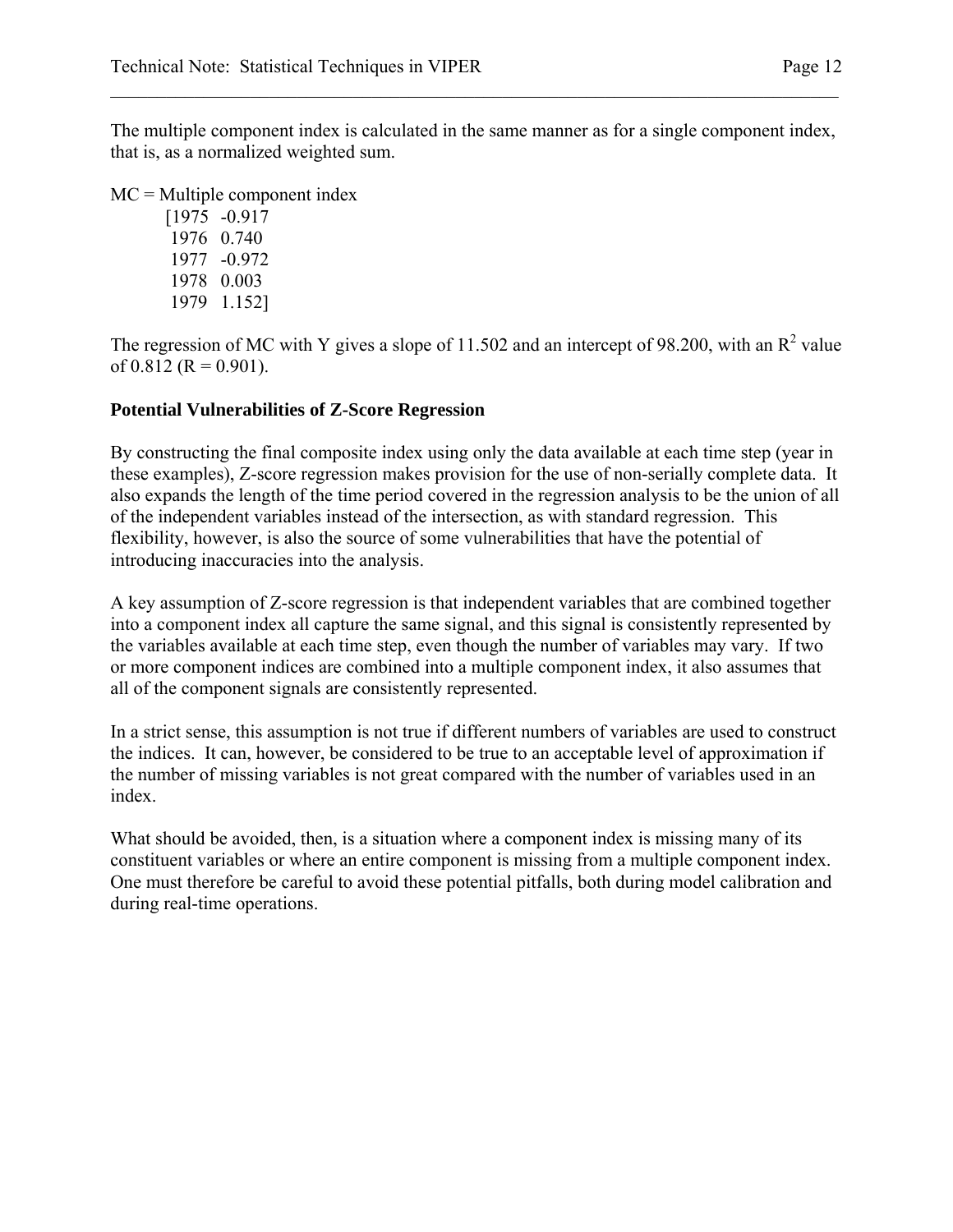The multiple component index is calculated in the same manner as for a single component index, that is, as a normalized weighted sum.

MC = Multiple component index

```
[1975   -0.917
 1976   0.740
 1977   -0.972
 1978   0.003
 1979   1.152]
```

The regression of MC with Y gives a slope of 11.502 and an intercept of 98.200, with an $R^2$ value of 0.812 (R = 0.901).

**Potential Vulnerabilities of Z-Score Regression**

By constructing the final composite index using only the data available at each time step (year in these examples), Z-score regression makes provision for the use of non-serially complete data. It also expands the length of the time period covered in the regression analysis to be the union of all of the independent variables instead of the intersection, as with standard regression. This flexibility, however, is also the source of some vulnerabilities that have the potential of introducing inaccuracies into the analysis.

A key assumption of Z-score regression is that independent variables that are combined together into a component index all capture the same signal, and this signal is consistently represented by the variables available at each time step, even though the number of variables may vary. If two or more component indices are combined into a multiple component index, it also assumes that all of the component signals are consistently represented.

In a strict sense, this assumption is not true if different numbers of variables are used to construct the indices. It can, however, be considered to be true to an acceptable level of approximation if the number of missing variables is not great compared with the number of variables used in an index.

What should be avoided, then, is a situation where a component index is missing many of its constituent variables or where an entire component is missing from a multiple component index. One must therefore be careful to avoid these potential pitfalls, both during model calibration and during real-time operations.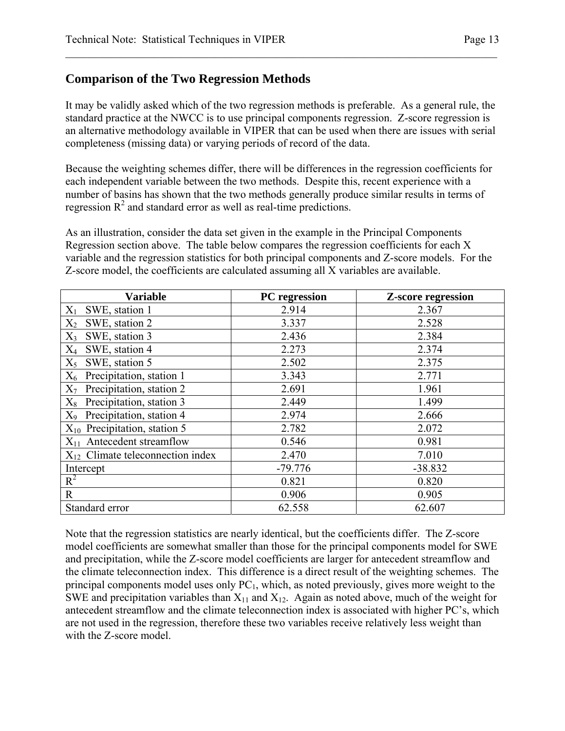## Comparison of the Two Regression Methods

It may be validly asked which of the two regression methods is preferable. As a general rule, the standard practice at the NWCC is to use principal components regression. Z-score regression is an alternative methodology available in VIPER that can be used when there are issues with serial completeness (missing data) or varying periods of record of the data.

Because the weighting schemes differ, there will be differences in the regression coefficients for each independent variable between the two methods. Despite this, recent experience with a number of basins has shown that the two methods generally produce similar results in terms of regression $R^2$ and standard error as well as real-time predictions.

As an illustration, consider the data set given in the example in the Principal Components Regression section above. The table below compares the regression coefficients for each X variable and the regression statistics for both principal components and Z-score models. For the Z-score model, the coefficients are calculated assuming all X variables are available.

| Variable | PC regression | Z-score regression |
|---|---|---|
| $X_1$ SWE, station 1 | 2.914 | 2.367 |
| $X_2$ SWE, station 2 | 3.337 | 2.528 |
| $X_3$ SWE, station 3 | 2.436 | 2.384 |
| $X_4$ SWE, station 4 | 2.273 | 2.374 |
| $X_5$ SWE, station 5 | 2.502 | 2.375 |
| $X_6$ Precipitation, station 1 | 3.343 | 2.771 |
| $X_7$ Precipitation, station 2 | 2.691 | 1.961 |
| $X_8$ Precipitation, station 3 | 2.449 | 1.499 |
| $X_9$ Precipitation, station 4 | 2.974 | 2.666 |
| $X_{10}$ Precipitation, station 5 | 2.782 | 2.072 |
| $X_{11}$ Antecedent streamflow | 0.546 | 0.981 |
| $X_{12}$ Climate teleconnection index | 2.470 | 7.010 |
| Intercept | -79.776 | -38.832 |
| $R^2$ | 0.821 | 0.820 |
| R | 0.906 | 0.905 |
| Standard error | 62.558 | 62.607 |

Note that the regression statistics are nearly identical, but the coefficients differ. The Z-score model coefficients are somewhat smaller than those for the principal components model for SWE and precipitation, while the Z-score model coefficients are larger for antecedent streamflow and the climate teleconnection index. This difference is a direct result of the weighting schemes. The principal components model uses only $PC_1$, which, as noted previously, gives more weight to the SWE and precipitation variables than $X_{11}$ and $X_{12}$. Again as noted above, much of the weight for antecedent streamflow and the climate teleconnection index is associated with higher PC's, which are not used in the regression, therefore these two variables receive relatively less weight than with the Z-score model.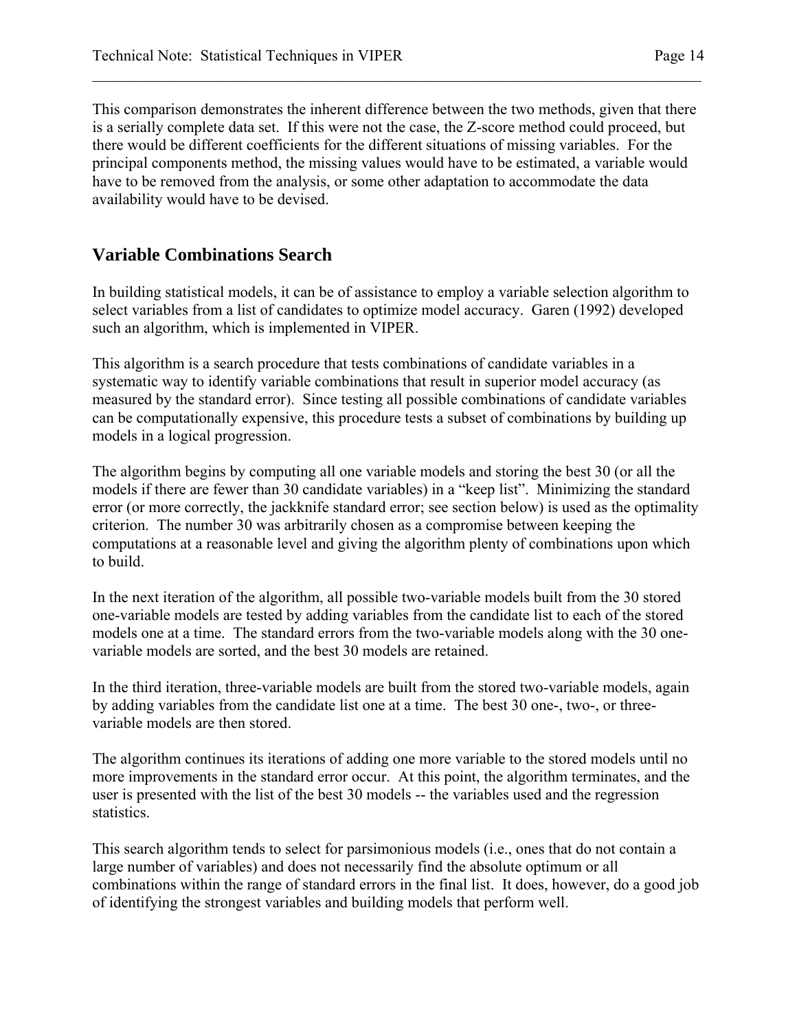This comparison demonstrates the inherent difference between the two methods, given that there is a serially complete data set. If this were not the case, the Z-score method could proceed, but there would be different coefficients for the different situations of missing variables. For the principal components method, the missing values would have to be estimated, a variable would have to be removed from the analysis, or some other adaptation to accommodate the data availability would have to be devised.

## Variable Combinations Search

In building statistical models, it can be of assistance to employ a variable selection algorithm to select variables from a list of candidates to optimize model accuracy. Garen (1992) developed such an algorithm, which is implemented in VIPER.

This algorithm is a search procedure that tests combinations of candidate variables in a systematic way to identify variable combinations that result in superior model accuracy (as measured by the standard error). Since testing all possible combinations of candidate variables can be computationally expensive, this procedure tests a subset of combinations by building up models in a logical progression.

The algorithm begins by computing all one variable models and storing the best 30 (or all the models if there are fewer than 30 candidate variables) in a "keep list". Minimizing the standard error (or more correctly, the jackknife standard error; see section below) is used as the optimality criterion. The number 30 was arbitrarily chosen as a compromise between keeping the computations at a reasonable level and giving the algorithm plenty of combinations upon which to build.

In the next iteration of the algorithm, all possible two-variable models built from the 30 stored one-variable models are tested by adding variables from the candidate list to each of the stored models one at a time. The standard errors from the two-variable models along with the 30 one-variable models are sorted, and the best 30 models are retained.

In the third iteration, three-variable models are built from the stored two-variable models, again by adding variables from the candidate list one at a time. The best 30 one-, two-, or three-variable models are then stored.

The algorithm continues its iterations of adding one more variable to the stored models until no more improvements in the standard error occur. At this point, the algorithm terminates, and the user is presented with the list of the best 30 models -- the variables used and the regression statistics.

This search algorithm tends to select for parsimonious models (i.e., ones that do not contain a large number of variables) and does not necessarily find the absolute optimum or all combinations within the range of standard errors in the final list. It does, however, do a good job of identifying the strongest variables and building models that perform well.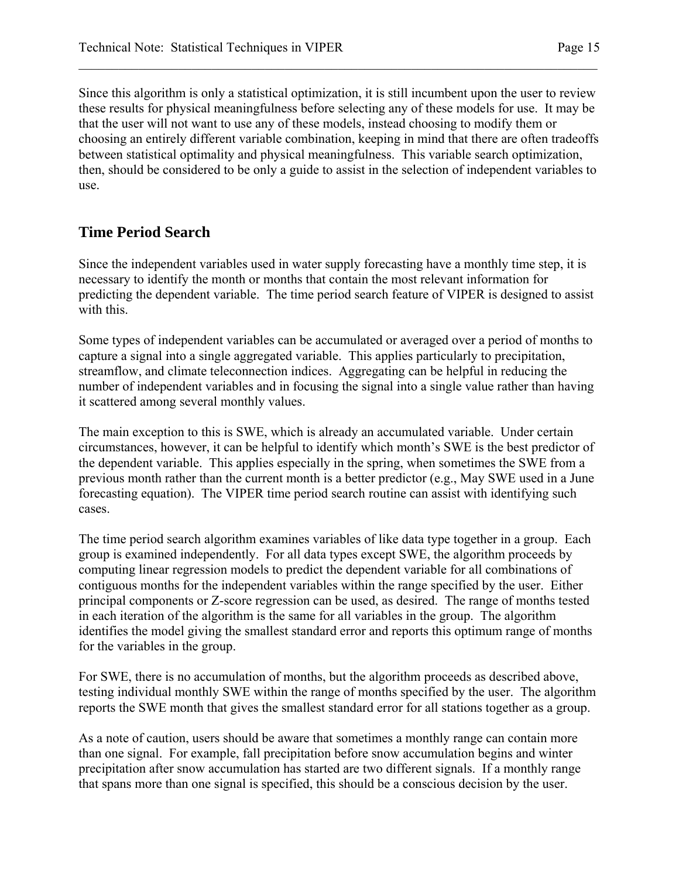Since this algorithm is only a statistical optimization, it is still incumbent upon the user to review these results for physical meaningfulness before selecting any of these models for use. It may be that the user will not want to use any of these models, instead choosing to modify them or choosing an entirely different variable combination, keeping in mind that there are often tradeoffs between statistical optimality and physical meaningfulness. This variable search optimization, then, should be considered to be only a guide to assist in the selection of independent variables to use.

## Time Period Search

Since the independent variables used in water supply forecasting have a monthly time step, it is necessary to identify the month or months that contain the most relevant information for predicting the dependent variable. The time period search feature of VIPER is designed to assist with this.

Some types of independent variables can be accumulated or averaged over a period of months to capture a signal into a single aggregated variable. This applies particularly to precipitation, streamflow, and climate teleconnection indices. Aggregating can be helpful in reducing the number of independent variables and in focusing the signal into a single value rather than having it scattered among several monthly values.

The main exception to this is SWE, which is already an accumulated variable. Under certain circumstances, however, it can be helpful to identify which month's SWE is the best predictor of the dependent variable. This applies especially in the spring, when sometimes the SWE from a previous month rather than the current month is a better predictor (e.g., May SWE used in a June forecasting equation). The VIPER time period search routine can assist with identifying such cases.

The time period search algorithm examines variables of like data type together in a group. Each group is examined independently. For all data types except SWE, the algorithm proceeds by computing linear regression models to predict the dependent variable for all combinations of contiguous months for the independent variables within the range specified by the user. Either principal components or Z-score regression can be used, as desired. The range of months tested in each iteration of the algorithm is the same for all variables in the group. The algorithm identifies the model giving the smallest standard error and reports this optimum range of months for the variables in the group.

For SWE, there is no accumulation of months, but the algorithm proceeds as described above, testing individual monthly SWE within the range of months specified by the user. The algorithm reports the SWE month that gives the smallest standard error for all stations together as a group.

As a note of caution, users should be aware that sometimes a monthly range can contain more than one signal. For example, fall precipitation before snow accumulation begins and winter precipitation after snow accumulation has started are two different signals. If a monthly range that spans more than one signal is specified, this should be a conscious decision by the user.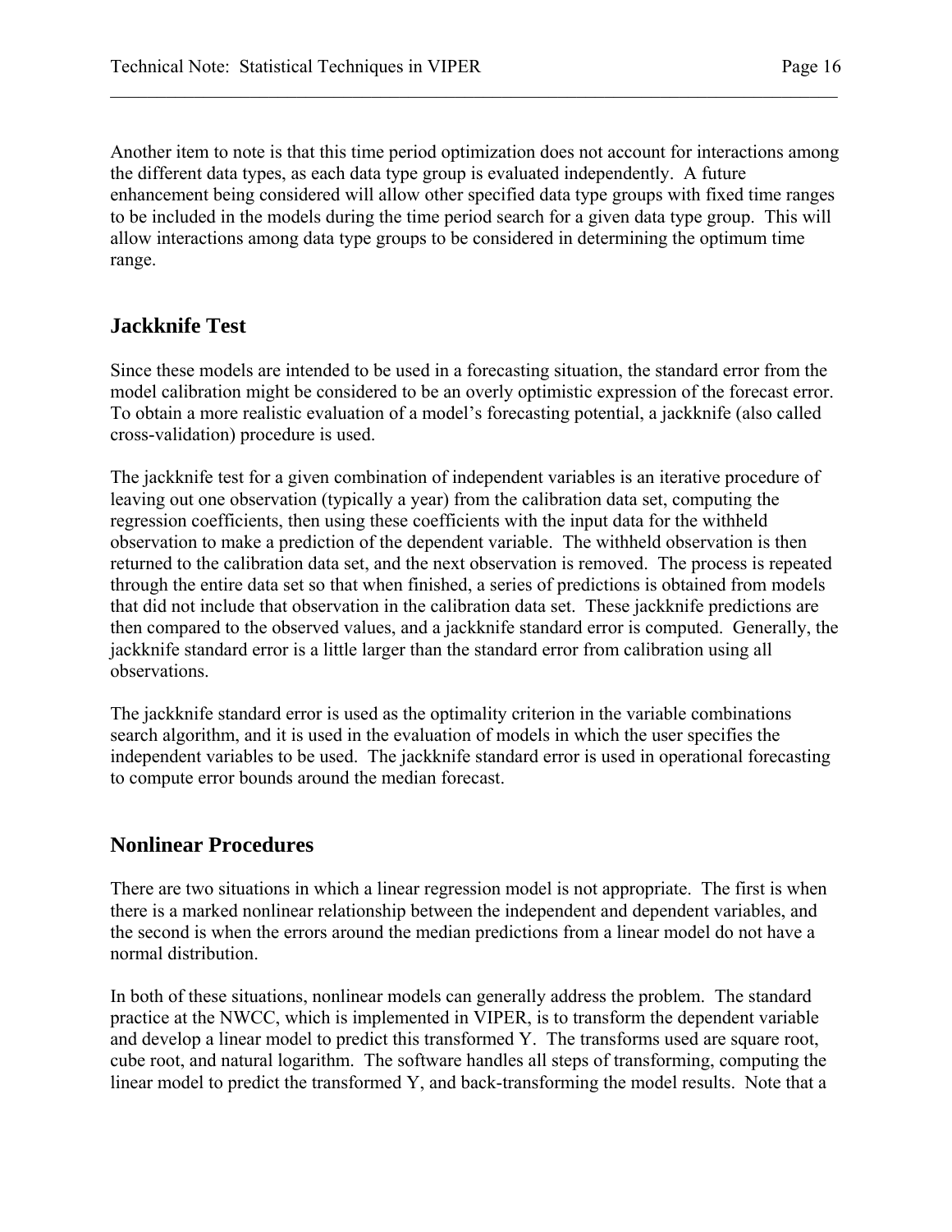Another item to note is that this time period optimization does not account for interactions among the different data types, as each data type group is evaluated independently. A future enhancement being considered will allow other specified data type groups with fixed time ranges to be included in the models during the time period search for a given data type group. This will allow interactions among data type groups to be considered in determining the optimum time range.

## Jackknife Test

Since these models are intended to be used in a forecasting situation, the standard error from the model calibration might be considered to be an overly optimistic expression of the forecast error. To obtain a more realistic evaluation of a model's forecasting potential, a jackknife (also called cross-validation) procedure is used.

The jackknife test for a given combination of independent variables is an iterative procedure of leaving out one observation (typically a year) from the calibration data set, computing the regression coefficients, then using these coefficients with the input data for the withheld observation to make a prediction of the dependent variable. The withheld observation is then returned to the calibration data set, and the next observation is removed. The process is repeated through the entire data set so that when finished, a series of predictions is obtained from models that did not include that observation in the calibration data set. These jackknife predictions are then compared to the observed values, and a jackknife standard error is computed. Generally, the jackknife standard error is a little larger than the standard error from calibration using all observations.

The jackknife standard error is used as the optimality criterion in the variable combinations search algorithm, and it is used in the evaluation of models in which the user specifies the independent variables to be used. The jackknife standard error is used in operational forecasting to compute error bounds around the median forecast.

## Nonlinear Procedures

There are two situations in which a linear regression model is not appropriate. The first is when there is a marked nonlinear relationship between the independent and dependent variables, and the second is when the errors around the median predictions from a linear model do not have a normal distribution.

In both of these situations, nonlinear models can generally address the problem. The standard practice at the NWCC, which is implemented in VIPER, is to transform the dependent variable and develop a linear model to predict this transformed Y. The transforms used are square root, cube root, and natural logarithm. The software handles all steps of transforming, computing the linear model to predict the transformed Y, and back-transforming the model results. Note that a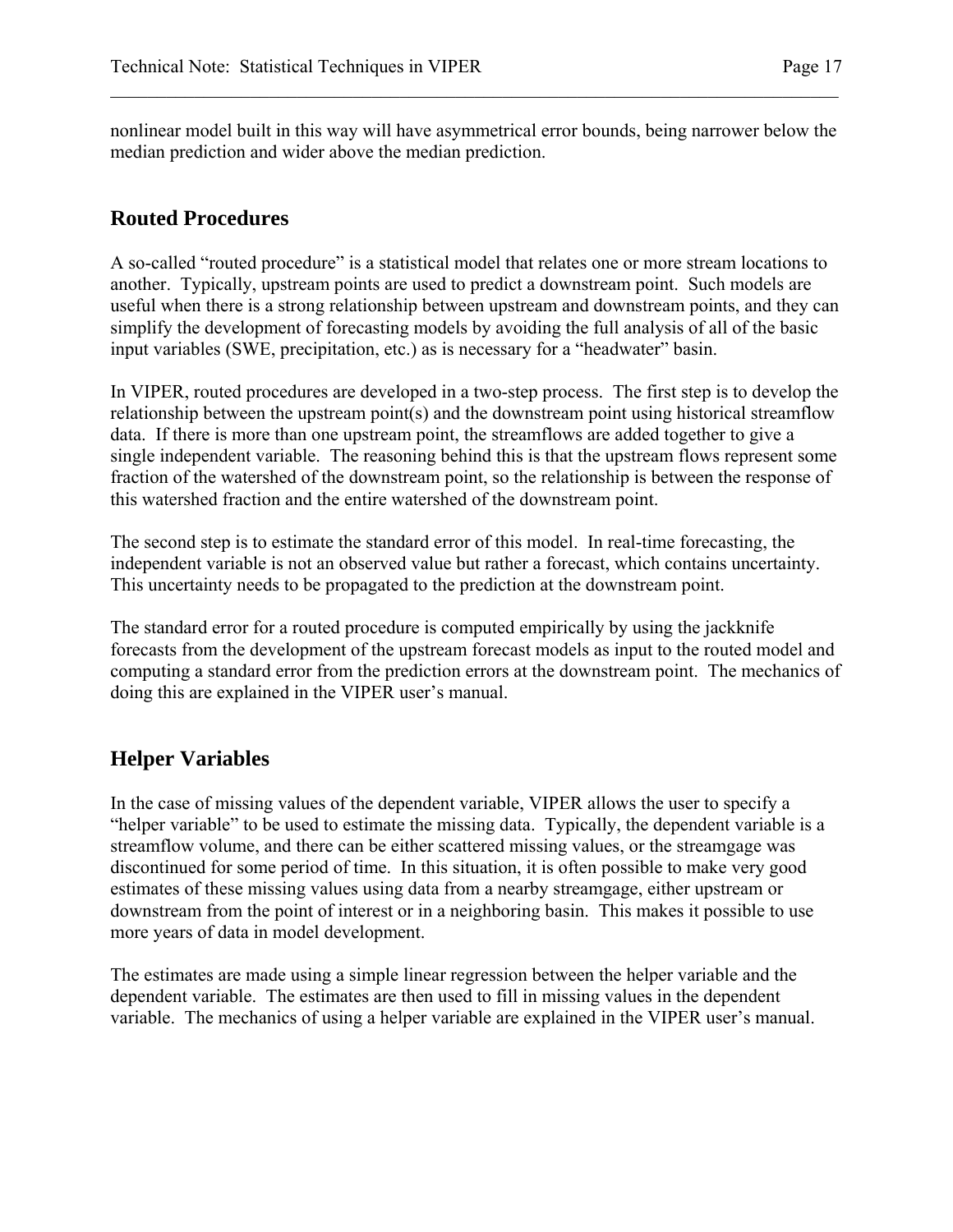nonlinear model built in this way will have asymmetrical error bounds, being narrower below the median prediction and wider above the median prediction.

## Routed Procedures

A so-called "routed procedure" is a statistical model that relates one or more stream locations to another. Typically, upstream points are used to predict a downstream point. Such models are useful when there is a strong relationship between upstream and downstream points, and they can simplify the development of forecasting models by avoiding the full analysis of all of the basic input variables (SWE, precipitation, etc.) as is necessary for a "headwater" basin.

In VIPER, routed procedures are developed in a two-step process. The first step is to develop the relationship between the upstream point(s) and the downstream point using historical streamflow data. If there is more than one upstream point, the streamflows are added together to give a single independent variable. The reasoning behind this is that the upstream flows represent some fraction of the watershed of the downstream point, so the relationship is between the response of this watershed fraction and the entire watershed of the downstream point.

The second step is to estimate the standard error of this model. In real-time forecasting, the independent variable is not an observed value but rather a forecast, which contains uncertainty. This uncertainty needs to be propagated to the prediction at the downstream point.

The standard error for a routed procedure is computed empirically by using the jackknife forecasts from the development of the upstream forecast models as input to the routed model and computing a standard error from the prediction errors at the downstream point. The mechanics of doing this are explained in the VIPER user's manual.

## Helper Variables

In the case of missing values of the dependent variable, VIPER allows the user to specify a "helper variable" to be used to estimate the missing data. Typically, the dependent variable is a streamflow volume, and there can be either scattered missing values, or the streamgage was discontinued for some period of time. In this situation, it is often possible to make very good estimates of these missing values using data from a nearby streamgage, either upstream or downstream from the point of interest or in a neighboring basin. This makes it possible to use more years of data in model development.

The estimates are made using a simple linear regression between the helper variable and the dependent variable. The estimates are then used to fill in missing values in the dependent variable. The mechanics of using a helper variable are explained in the VIPER user's manual.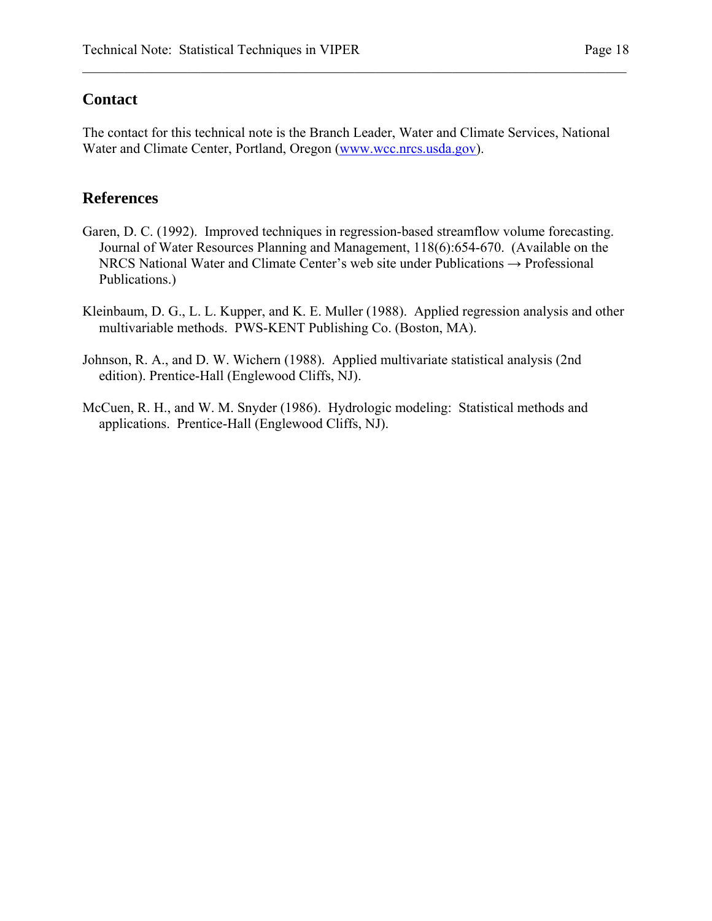## Contact

The contact for this technical note is the Branch Leader, Water and Climate Services, National Water and Climate Center, Portland, Oregon (www.wcc.nrcs.usda.gov).

## References

Garen, D. C. (1992). Improved techniques in regression-based streamflow volume forecasting. Journal of Water Resources Planning and Management, 118(6):654-670. (Available on the NRCS National Water and Climate Center's web site under Publications → Professional Publications.)

Kleinbaum, D. G., L. L. Kupper, and K. E. Muller (1988). Applied regression analysis and other multivariable methods. PWS-KENT Publishing Co. (Boston, MA).

Johnson, R. A., and D. W. Wichern (1988). Applied multivariate statistical analysis (2nd edition). Prentice-Hall (Englewood Cliffs, NJ).

McCuen, R. H., and W. M. Snyder (1986). Hydrologic modeling: Statistical methods and applications. Prentice-Hall (Englewood Cliffs, NJ).